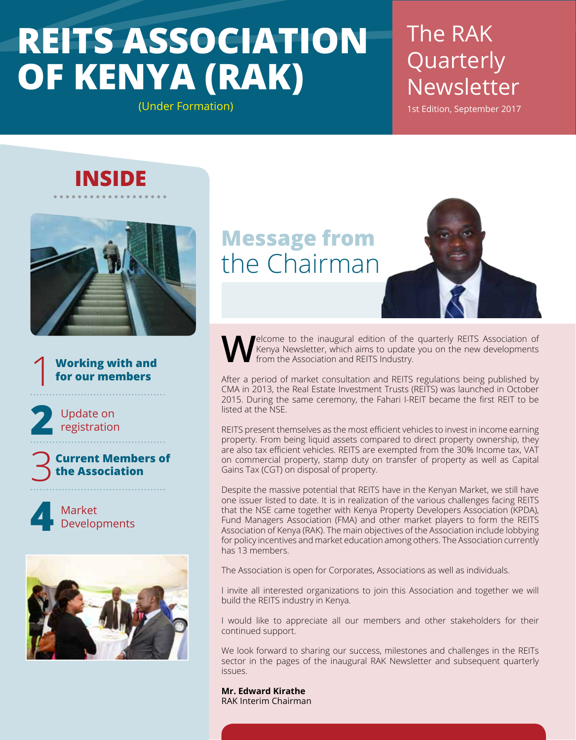# REITS ASSOCIATION OF KENYA (RAK)

(Under Formation)

## The RAK Quarterly Newsletter

1st Edition, September 2017

## INSIDE

1 **Working with and for our members**

2 Update on registration

3 **Current Members of the Association**

4 Market Developments

## Message from the Chairman

Welcome to the inaugural edition of the quarterly REITS Association of Kenya Newsletter, which aims to update you on the new developments from the Association and REITS Industry.

After a period of market consultation and REITS regulations being published by CMA in 2013, the Real Estate Investment Trusts (REITS) was launched in October 2015. During the same ceremony, the Fahari I-REIT became the first REIT to be listed at the NSE.

REITS present themselves as the most efficient vehicles to invest in income earning property. From being liquid assets compared to direct property ownership, they are also tax efficient vehicles. REITS are exempted from the 30% Income tax, VAT on commercial property, stamp duty on transfer of property as well as Capital Gains Tax (CGT) on disposal of property.

Despite the massive potential that REITS have in the Kenyan Market, we still have one issuer listed to date. It is in realization of the various challenges facing REITS that the NSE came together with Kenya Property Developers Association (KPDA), Fund Managers Association (FMA) and other market players to form the REITS Association of Kenya (RAK). The main objectives of the Association include lobbying for policy incentives and market education among others. The Association currently has 13 members.

The Association is open for Corporates, Associations as well as individuals.

I invite all interested organizations to join this Association and together we will build the REITS industry in Kenya.

I would like to appreciate all our members and other stakeholders for their continued support.

We look forward to sharing our success, milestones and challenges in the REITs sector in the pages of the inaugural RAK Newsletter and subsequent quarterly issues.

**Mr. Edward Kirathe**
RAK Interim Chairman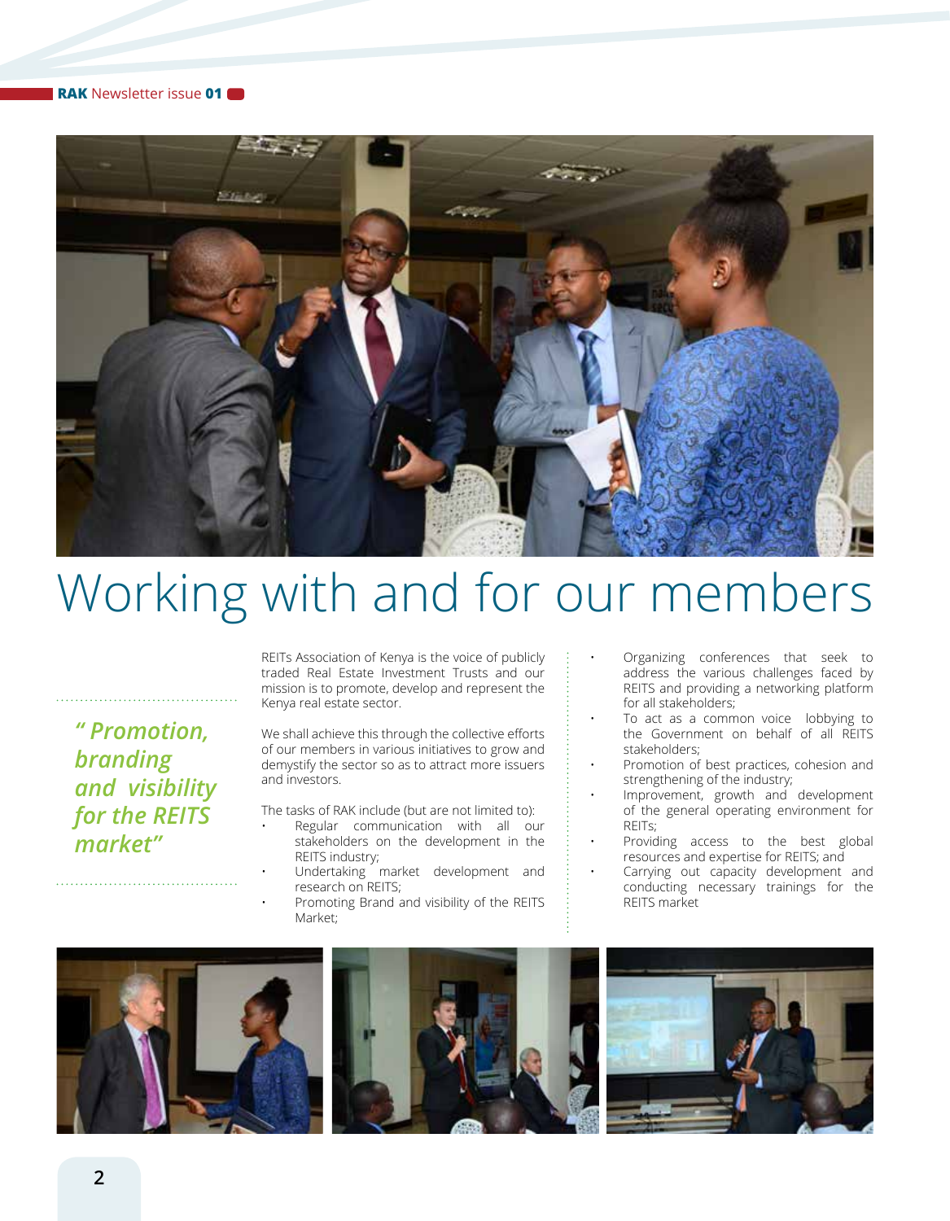# Working with and for our members

> *" Promotion, branding and visibility for the REITS market"*

REITs Association of Kenya is the voice of publicly traded Real Estate Investment Trusts and our mission is to promote, develop and represent the Kenya real estate sector.

We shall achieve this through the collective efforts of our members in various initiatives to grow and demystify the sector so as to attract more issuers and investors.

The tasks of RAK include (but are not limited to):

- Regular communication with all our stakeholders on the development in the REITS industry;
- Undertaking market development and research on REITS;
- Promoting Brand and visibility of the REITS Market;
- Organizing conferences that seek to address the various challenges faced by REITS and providing a networking platform for all stakeholders;
- To act as a common voice lobbying to the Government on behalf of all REITS stakeholders;
- Promotion of best practices, cohesion and strengthening of the industry;
- Improvement, growth and development of the general operating environment for REITs;
- Providing access to the best global resources and expertise for REITS; and
- Carrying out capacity development and conducting necessary trainings for the REITS market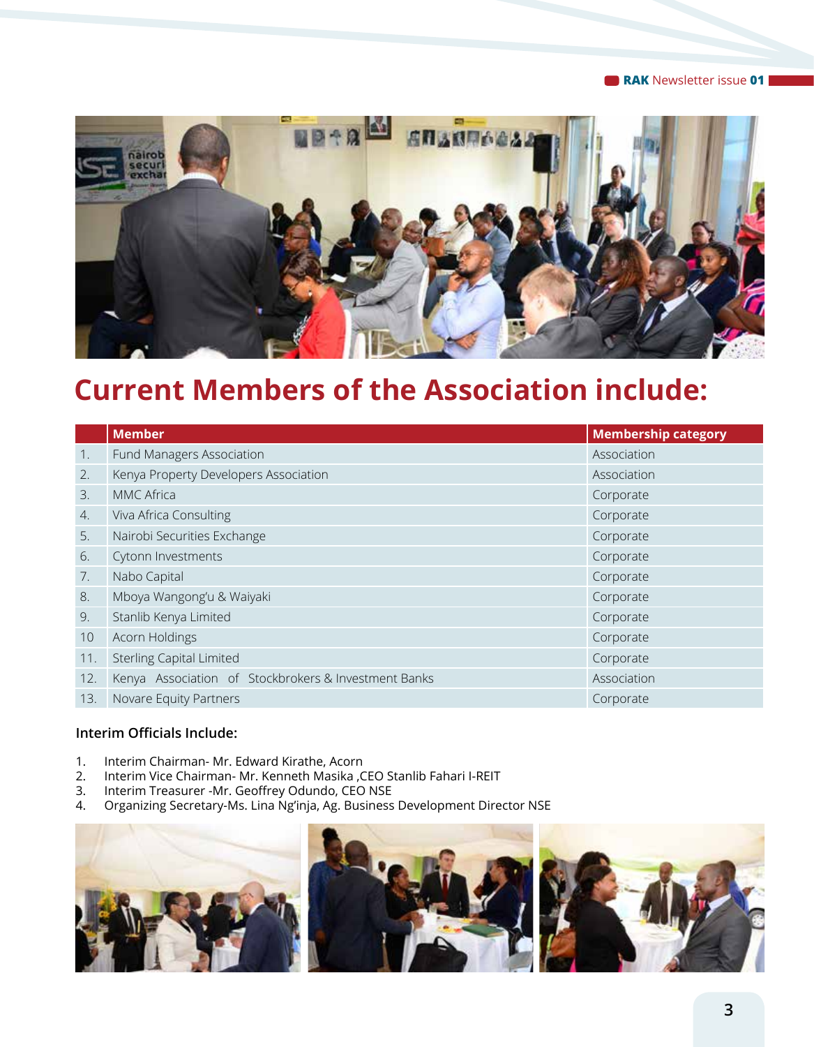# Current Members of the Association include:

| | Member | Membership category |
|---|---|---|
| 1. | Fund Managers Association | Association |
| 2. | Kenya Property Developers Association | Association |
| 3. | MMC Africa | Corporate |
| 4. | Viva Africa Consulting | Corporate |
| 5. | Nairobi Securities Exchange | Corporate |
| 6. | Cytonn Investments | Corporate |
| 7. | Nabo Capital | Corporate |
| 8. | Mboya Wangong'u & Waiyaki | Corporate |
| 9. | Stanlib Kenya Limited | Corporate |
| 10 | Acorn Holdings | Corporate |
| 11. | Sterling Capital Limited | Corporate |
| 12. | Kenya Association of Stockbrokers & Investment Banks | Association |
| 13. | Novare Equity Partners | Corporate |

**Interim Officials Include:**

1. Interim Chairman- Mr. Edward Kirathe, Acorn
2. Interim Vice Chairman- Mr. Kenneth Masika ,CEO Stanlib Fahari I-REIT
3. Interim Treasurer -Mr. Geoffrey Odundo, CEO NSE
4. Organizing Secretary-Ms. Lina Ng'inja, Ag. Business Development Director NSE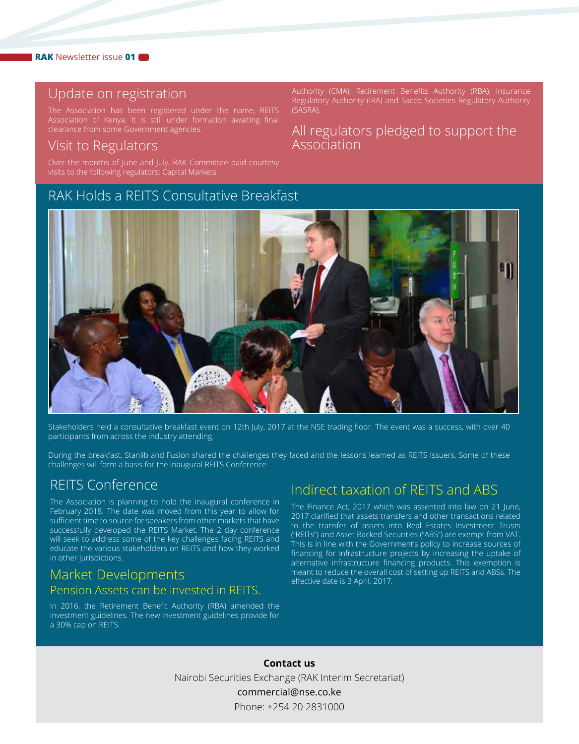## Update on registration

The Association has been registered under the name, REITS Association of Kenya. It is still under formation awaiting final clearance from some Government agencies.

## Visit to Regulators

Over the months of June and July, RAK Committee paid courtesy visits to the following regulators: Capital Markets Authority (CMA), Retirement Benefits Authority (RBA), Insurance Regulatory Authority (IRA) and Sacco Societies Regulatory Authority (SASRA).

## All regulators pledged to support the Association

## RAK Holds a REITS Consultative Breakfast

Stakeholders held a consultative breakfast event on 12th July, 2017 at the NSE trading floor. The event was a success, with over 40 participants from across the industry attending.

During the breakfast, Stanlib and Fusion shared the challenges they faced and the lessons learned as REITS Issuers. Some of these challenges will form a basis for the inaugural REITS Conference.

## REITS Conference

The Association is planning to hold the inaugural conference in February 2018. The date was moved from this year to allow for sufficient time to source for speakers from other markets that have successfully developed the REITS Market. The 2 day conference will seek to address some of the key challenges facing REITS and educate the various stakeholders on REITS and how they worked in other jurisdictions.

## Market Developments

### Pension Assets can be invested in REITS.

In 2016, the Retirement Benefit Authority (RBA) amended the investment guidelines. The new investment guidelines provide for a 30% cap on REITS.

## Indirect taxation of REITS and ABS

The Finance Act, 2017 which was assented into law on 21 June, 2017 clarified that assets transfers and other transactions related to the transfer of assets into Real Estates Investment Trusts ("REITs") and Asset Backed Securities ("ABS") are exempt from VAT. This is in line with the Government's policy to increase sources of financing for infrastructure projects by increasing the uptake of alternative infrastructure financing products. This exemption is meant to reduce the overall cost of setting up REITS and ABSs. The effective date is 3 April, 2017.

**Contact us**

Nairobi Securities Exchange (RAK Interim Secretariat)

commercial@nse.co.ke

Phone: +254 20 2831000